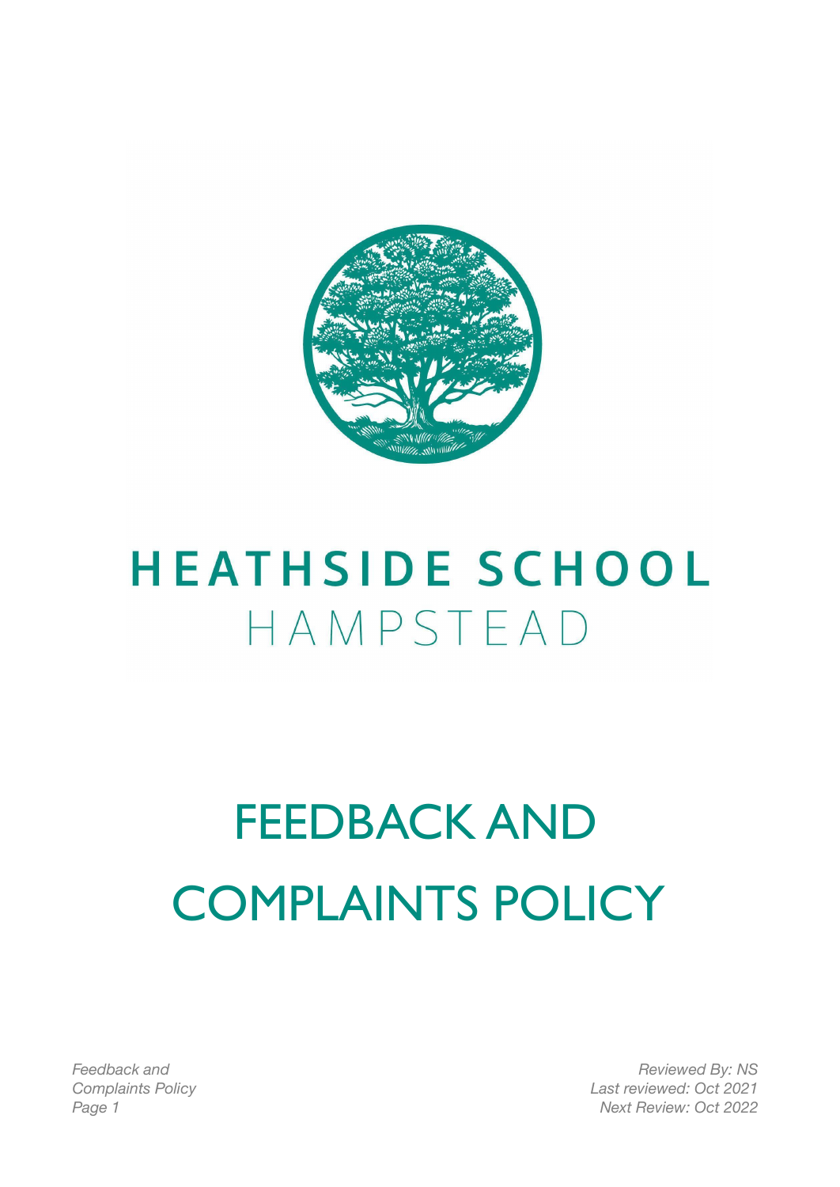# HEATHSIDE SCHOOL

HAMPSTEAD

# FEEDBACK AND COMPLAINTS POLICY

*Feedback and Complaints Policy*

*Reviewed By: NS*
*Last reviewed: Oct 2021*
*Next Review: Oct 2022*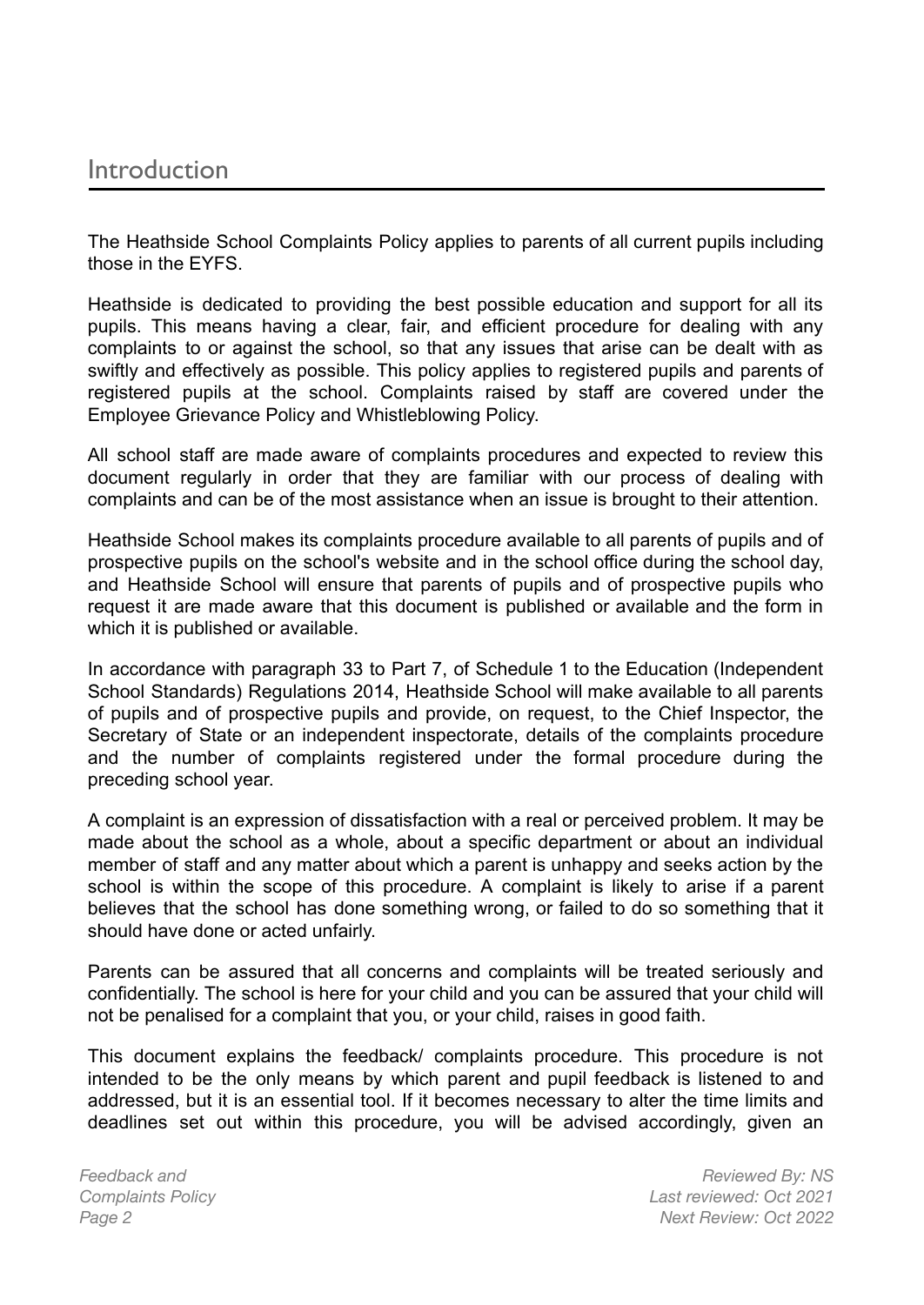## Introduction

The Heathside School Complaints Policy applies to parents of all current pupils including those in the EYFS.

Heathside is dedicated to providing the best possible education and support for all its pupils. This means having a clear, fair, and efficient procedure for dealing with any complaints to or against the school, so that any issues that arise can be dealt with as swiftly and effectively as possible. This policy applies to registered pupils and parents of registered pupils at the school. Complaints raised by staff are covered under the Employee Grievance Policy and Whistleblowing Policy.

All school staff are made aware of complaints procedures and expected to review this document regularly in order that they are familiar with our process of dealing with complaints and can be of the most assistance when an issue is brought to their attention.

Heathside School makes its complaints procedure available to all parents of pupils and of prospective pupils on the school's website and in the school office during the school day, and Heathside School will ensure that parents of pupils and of prospective pupils who request it are made aware that this document is published or available and the form in which it is published or available.

In accordance with paragraph 33 to Part 7, of Schedule 1 to the Education (Independent School Standards) Regulations 2014, Heathside School will make available to all parents of pupils and of prospective pupils and provide, on request, to the Chief Inspector, the Secretary of State or an independent inspectorate, details of the complaints procedure and the number of complaints registered under the formal procedure during the preceding school year.

A complaint is an expression of dissatisfaction with a real or perceived problem. It may be made about the school as a whole, about a specific department or about an individual member of staff and any matter about which a parent is unhappy and seeks action by the school is within the scope of this procedure. A complaint is likely to arise if a parent believes that the school has done something wrong, or failed to do so something that it should have done or acted unfairly.

Parents can be assured that all concerns and complaints will be treated seriously and confidentially. The school is here for your child and you can be assured that your child will not be penalised for a complaint that you, or your child, raises in good faith.

This document explains the feedback/ complaints procedure. This procedure is not intended to be the only means by which parent and pupil feedback is listened to and addressed, but it is an essential tool. If it becomes necessary to alter the time limits and deadlines set out within this procedure, you will be advised accordingly, given an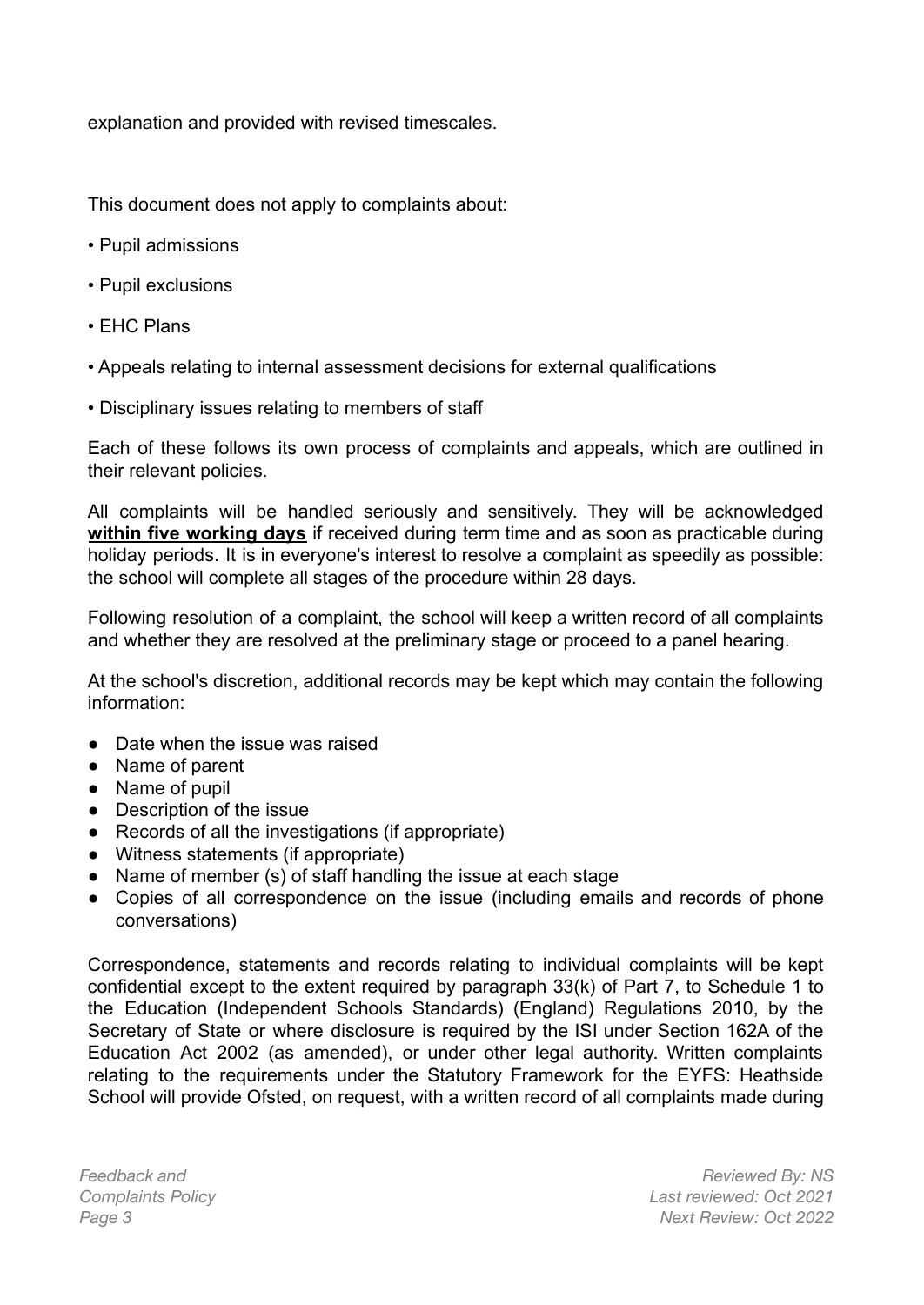explanation and provided with revised timescales.

This document does not apply to complaints about:

- Pupil admissions
- Pupil exclusions
- EHC Plans
- Appeals relating to internal assessment decisions for external qualifications
- Disciplinary issues relating to members of staff

Each of these follows its own process of complaints and appeals, which are outlined in their relevant policies.

All complaints will be handled seriously and sensitively. They will be acknowledged **within five working days** if received during term time and as soon as practicable during holiday periods. It is in everyone's interest to resolve a complaint as speedily as possible: the school will complete all stages of the procedure within 28 days.

Following resolution of a complaint, the school will keep a written record of all complaints and whether they are resolved at the preliminary stage or proceed to a panel hearing.

At the school's discretion, additional records may be kept which may contain the following information:

- Date when the issue was raised
- Name of parent
- Name of pupil
- Description of the issue
- Records of all the investigations (if appropriate)
- Witness statements (if appropriate)
- Name of member (s) of staff handling the issue at each stage
- Copies of all correspondence on the issue (including emails and records of phone conversations)

Correspondence, statements and records relating to individual complaints will be kept confidential except to the extent required by paragraph 33(k) of Part 7, to Schedule 1 to the Education (Independent Schools Standards) (England) Regulations 2010, by the Secretary of State or where disclosure is required by the ISI under Section 162A of the Education Act 2002 (as amended), or under other legal authority. Written complaints relating to the requirements under the Statutory Framework for the EYFS: Heathside School will provide Ofsted, on request, with a written record of all complaints made during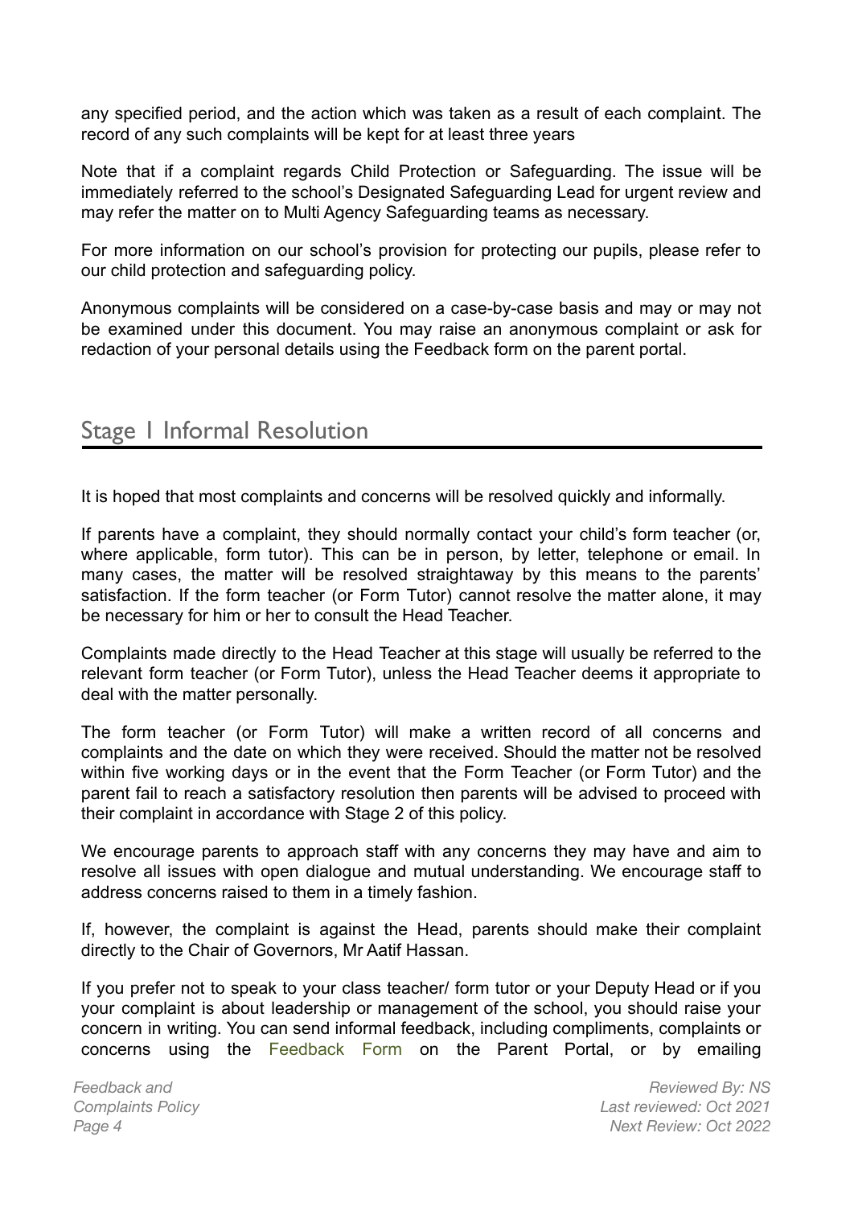any specified period, and the action which was taken as a result of each complaint. The record of any such complaints will be kept for at least three years

Note that if a complaint regards Child Protection or Safeguarding. The issue will be immediately referred to the school's Designated Safeguarding Lead for urgent review and may refer the matter on to Multi Agency Safeguarding teams as necessary.

For more information on our school's provision for protecting our pupils, please refer to our child protection and safeguarding policy.

Anonymous complaints will be considered on a case-by-case basis and may or may not be examined under this document. You may raise an anonymous complaint or ask for redaction of your personal details using the Feedback form on the parent portal.

## Stage 1 Informal Resolution

It is hoped that most complaints and concerns will be resolved quickly and informally.

If parents have a complaint, they should normally contact your child's form teacher (or, where applicable, form tutor). This can be in person, by letter, telephone or email. In many cases, the matter will be resolved straightaway by this means to the parents' satisfaction. If the form teacher (or Form Tutor) cannot resolve the matter alone, it may be necessary for him or her to consult the Head Teacher.

Complaints made directly to the Head Teacher at this stage will usually be referred to the relevant form teacher (or Form Tutor), unless the Head Teacher deems it appropriate to deal with the matter personally.

The form teacher (or Form Tutor) will make a written record of all concerns and complaints and the date on which they were received. Should the matter not be resolved within five working days or in the event that the Form Teacher (or Form Tutor) and the parent fail to reach a satisfactory resolution then parents will be advised to proceed with their complaint in accordance with Stage 2 of this policy.

We encourage parents to approach staff with any concerns they may have and aim to resolve all issues with open dialogue and mutual understanding. We encourage staff to address concerns raised to them in a timely fashion.

If, however, the complaint is against the Head, parents should make their complaint directly to the Chair of Governors, Mr Aatif Hassan.

If you prefer not to speak to your class teacher/ form tutor or your Deputy Head or if you your complaint is about leadership or management of the school, you should raise your concern in writing. You can send informal feedback, including compliments, complaints or concerns using the Feedback Form on the Parent Portal, or by emailing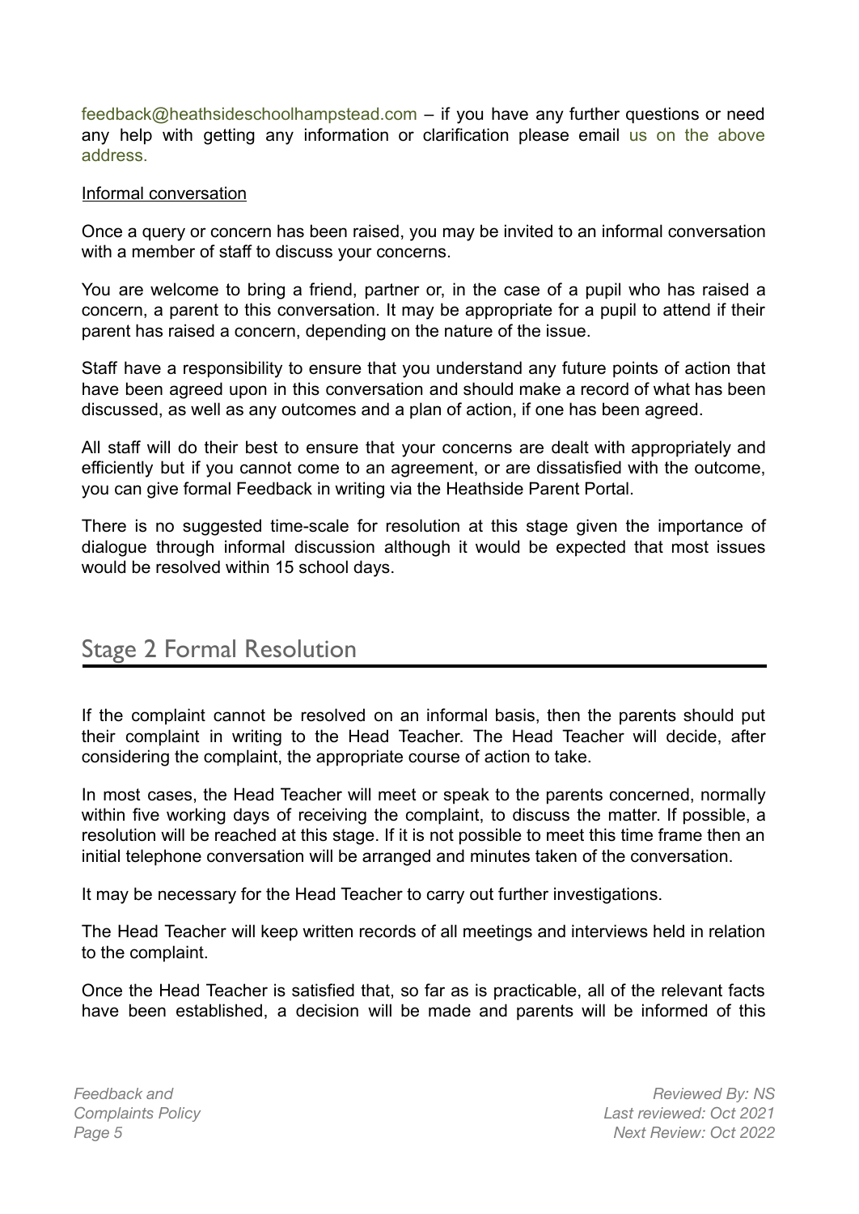feedback@heathsideschoolhampstead.com – if you have any further questions or need any help with getting any information or clarification please email us on the above address.

Informal conversation

Once a query or concern has been raised, you may be invited to an informal conversation with a member of staff to discuss your concerns.

You are welcome to bring a friend, partner or, in the case of a pupil who has raised a concern, a parent to this conversation. It may be appropriate for a pupil to attend if their parent has raised a concern, depending on the nature of the issue.

Staff have a responsibility to ensure that you understand any future points of action that have been agreed upon in this conversation and should make a record of what has been discussed, as well as any outcomes and a plan of action, if one has been agreed.

All staff will do their best to ensure that your concerns are dealt with appropriately and efficiently but if you cannot come to an agreement, or are dissatisfied with the outcome, you can give formal Feedback in writing via the Heathside Parent Portal.

There is no suggested time-scale for resolution at this stage given the importance of dialogue through informal discussion although it would be expected that most issues would be resolved within 15 school days.

## Stage 2 Formal Resolution

If the complaint cannot be resolved on an informal basis, then the parents should put their complaint in writing to the Head Teacher. The Head Teacher will decide, after considering the complaint, the appropriate course of action to take.

In most cases, the Head Teacher will meet or speak to the parents concerned, normally within five working days of receiving the complaint, to discuss the matter. If possible, a resolution will be reached at this stage. If it is not possible to meet this time frame then an initial telephone conversation will be arranged and minutes taken of the conversation.

It may be necessary for the Head Teacher to carry out further investigations.

The Head Teacher will keep written records of all meetings and interviews held in relation to the complaint.

Once the Head Teacher is satisfied that, so far as is practicable, all of the relevant facts have been established, a decision will be made and parents will be informed of this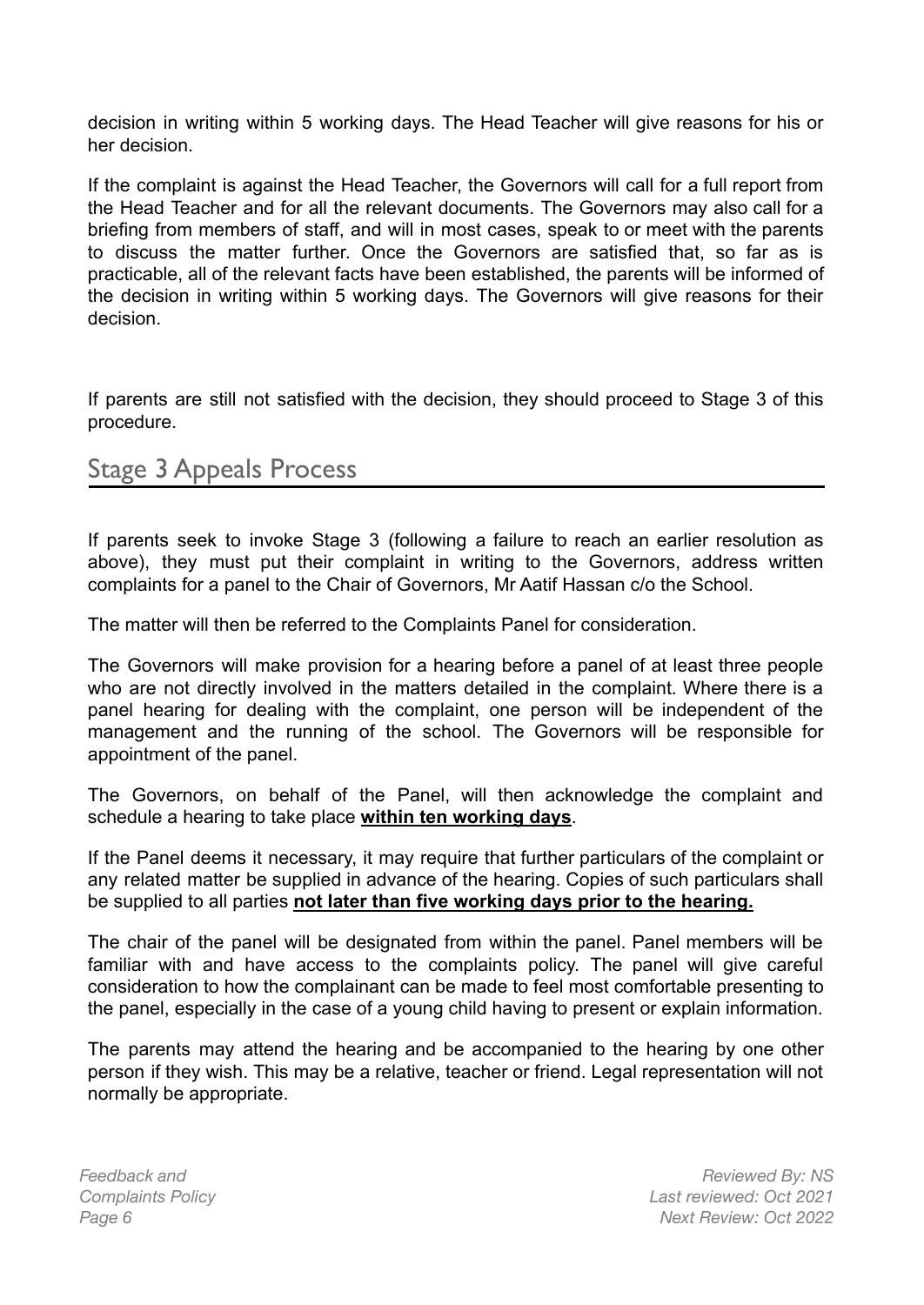decision in writing within 5 working days. The Head Teacher will give reasons for his or her decision.

If the complaint is against the Head Teacher, the Governors will call for a full report from the Head Teacher and for all the relevant documents. The Governors may also call for a briefing from members of staff, and will in most cases, speak to or meet with the parents to discuss the matter further. Once the Governors are satisfied that, so far as is practicable, all of the relevant facts have been established, the parents will be informed of the decision in writing within 5 working days. The Governors will give reasons for their decision.

If parents are still not satisfied with the decision, they should proceed to Stage 3 of this procedure.

## Stage 3 Appeals Process

If parents seek to invoke Stage 3 (following a failure to reach an earlier resolution as above), they must put their complaint in writing to the Governors, address written complaints for a panel to the Chair of Governors, Mr Aatif Hassan c/o the School.

The matter will then be referred to the Complaints Panel for consideration.

The Governors will make provision for a hearing before a panel of at least three people who are not directly involved in the matters detailed in the complaint. Where there is a panel hearing for dealing with the complaint, one person will be independent of the management and the running of the school. The Governors will be responsible for appointment of the panel.

The Governors, on behalf of the Panel, will then acknowledge the complaint and schedule a hearing to take place **within ten working days**.

If the Panel deems it necessary, it may require that further particulars of the complaint or any related matter be supplied in advance of the hearing. Copies of such particulars shall be supplied to all parties **not later than five working days prior to the hearing.**

The chair of the panel will be designated from within the panel. Panel members will be familiar with and have access to the complaints policy. The panel will give careful consideration to how the complainant can be made to feel most comfortable presenting to the panel, especially in the case of a young child having to present or explain information.

The parents may attend the hearing and be accompanied to the hearing by one other person if they wish. This may be a relative, teacher or friend. Legal representation will not normally be appropriate.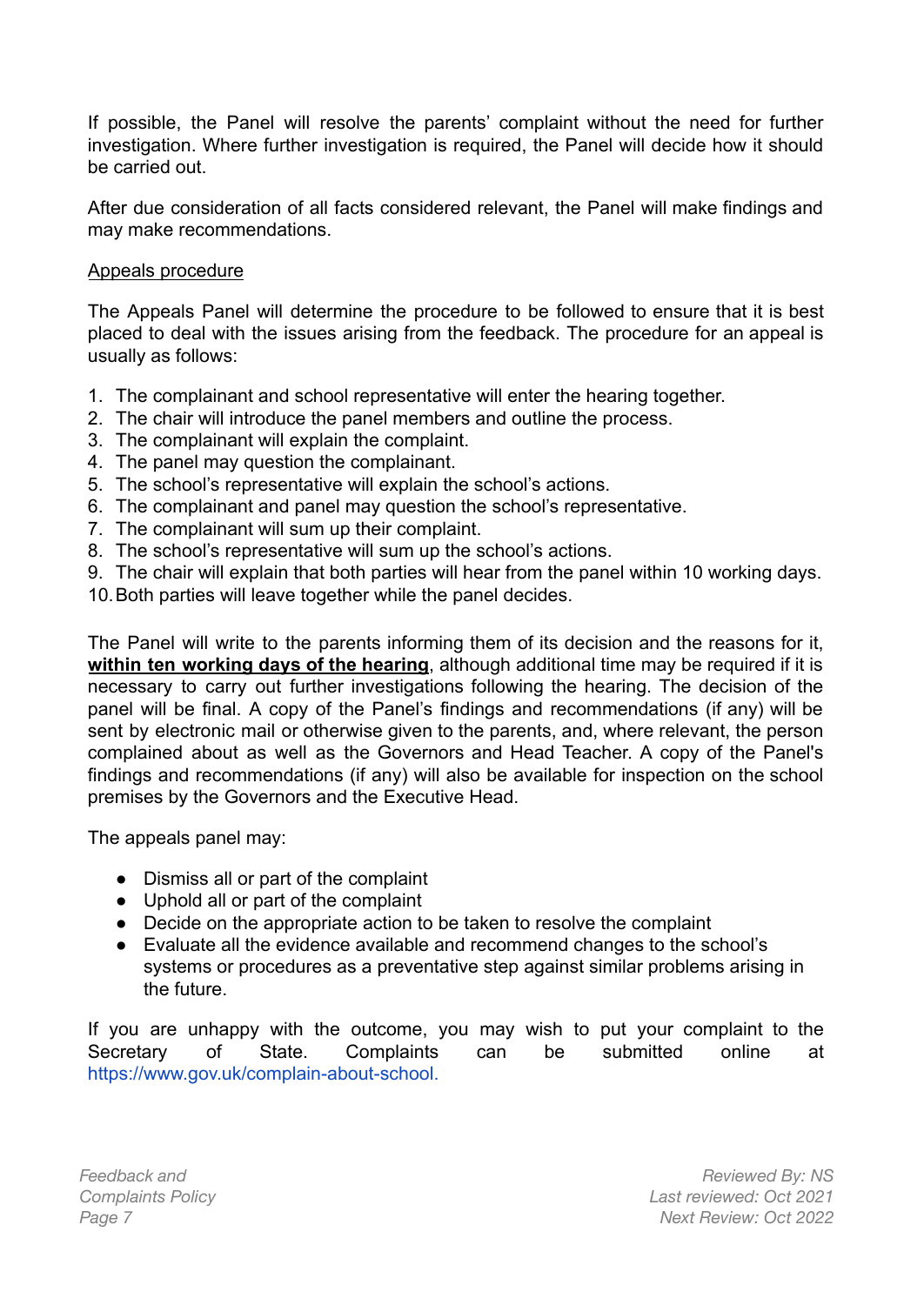If possible, the Panel will resolve the parents' complaint without the need for further investigation. Where further investigation is required, the Panel will decide how it should be carried out.

After due consideration of all facts considered relevant, the Panel will make findings and may make recommendations.

<u>Appeals procedure</u>

The Appeals Panel will determine the procedure to be followed to ensure that it is best placed to deal with the issues arising from the feedback. The procedure for an appeal is usually as follows:

1. The complainant and school representative will enter the hearing together.
2. The chair will introduce the panel members and outline the process.
3. The complainant will explain the complaint.
4. The panel may question the complainant.
5. The school's representative will explain the school's actions.
6. The complainant and panel may question the school's representative.
7. The complainant will sum up their complaint.
8. The school's representative will sum up the school's actions.
9. The chair will explain that both parties will hear from the panel within 10 working days.
10. Both parties will leave together while the panel decides.

The Panel will write to the parents informing them of its decision and the reasons for it, **<u>within ten working days of the hearing</u>**, although additional time may be required if it is necessary to carry out further investigations following the hearing. The decision of the panel will be final. A copy of the Panel's findings and recommendations (if any) will be sent by electronic mail or otherwise given to the parents, and, where relevant, the person complained about as well as the Governors and Head Teacher. A copy of the Panel's findings and recommendations (if any) will also be available for inspection on the school premises by the Governors and the Executive Head.

The appeals panel may:

- Dismiss all or part of the complaint
- Uphold all or part of the complaint
- Decide on the appropriate action to be taken to resolve the complaint
- Evaluate all the evidence available and recommend changes to the school's systems or procedures as a preventative step against similar problems arising in the future.

If you are unhappy with the outcome, you may wish to put your complaint to the Secretary of State. Complaints can be submitted online at https://www.gov.uk/complain-about-school.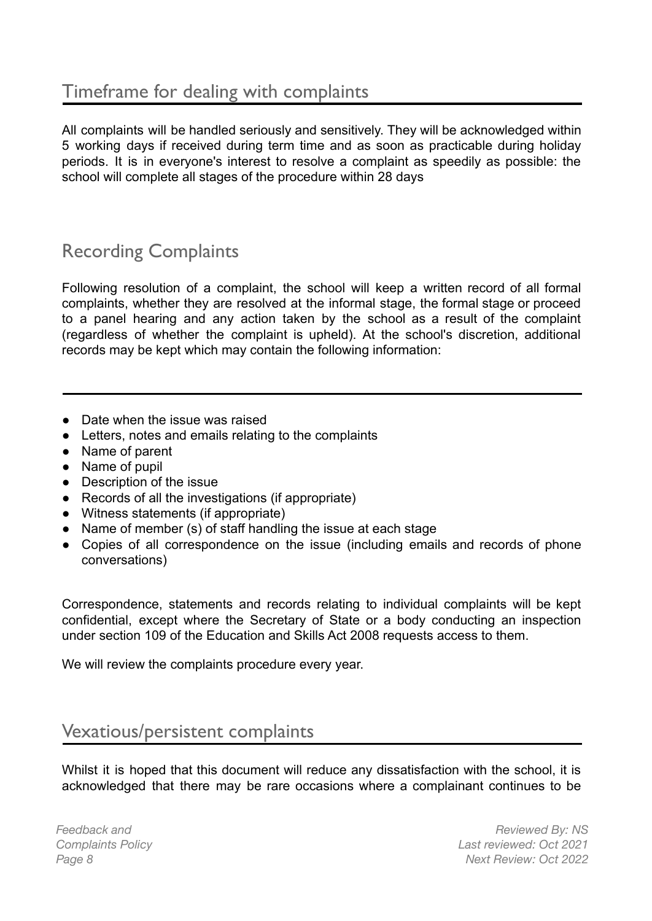## Timeframe for dealing with complaints

All complaints will be handled seriously and sensitively. They will be acknowledged within 5 working days if received during term time and as soon as practicable during holiday periods. It is in everyone's interest to resolve a complaint as speedily as possible: the school will complete all stages of the procedure within 28 days

## Recording Complaints

Following resolution of a complaint, the school will keep a written record of all formal complaints, whether they are resolved at the informal stage, the formal stage or proceed to a panel hearing and any action taken by the school as a result of the complaint (regardless of whether the complaint is upheld). At the school's discretion, additional records may be kept which may contain the following information:

- Date when the issue was raised
- Letters, notes and emails relating to the complaints
- Name of parent
- Name of pupil
- Description of the issue
- Records of all the investigations (if appropriate)
- Witness statements (if appropriate)
- Name of member (s) of staff handling the issue at each stage
- Copies of all correspondence on the issue (including emails and records of phone conversations)

Correspondence, statements and records relating to individual complaints will be kept confidential, except where the Secretary of State or a body conducting an inspection under section 109 of the Education and Skills Act 2008 requests access to them.

We will review the complaints procedure every year.

## Vexatious/persistent complaints

Whilst it is hoped that this document will reduce any dissatisfaction with the school, it is acknowledged that there may be rare occasions where a complainant continues to be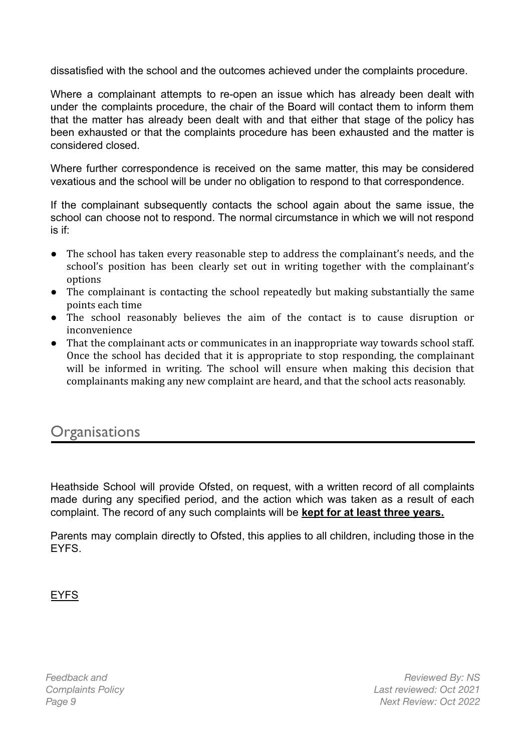dissatisfied with the school and the outcomes achieved under the complaints procedure.

Where a complainant attempts to re-open an issue which has already been dealt with under the complaints procedure, the chair of the Board will contact them to inform them that the matter has already been dealt with and that either that stage of the policy has been exhausted or that the complaints procedure has been exhausted and the matter is considered closed.

Where further correspondence is received on the same matter, this may be considered vexatious and the school will be under no obligation to respond to that correspondence.

If the complainant subsequently contacts the school again about the same issue, the school can choose not to respond. The normal circumstance in which we will not respond is if:

- The school has taken every reasonable step to address the complainant's needs, and the school's position has been clearly set out in writing together with the complainant's options
- The complainant is contacting the school repeatedly but making substantially the same points each time
- The school reasonably believes the aim of the contact is to cause disruption or inconvenience
- That the complainant acts or communicates in an inappropriate way towards school staff. Once the school has decided that it is appropriate to stop responding, the complainant will be informed in writing. The school will ensure when making this decision that complainants making any new complaint are heard, and that the school acts reasonably.

## Organisations

Heathside School will provide Ofsted, on request, with a written record of all complaints made during any specified period, and the action which was taken as a result of each complaint. The record of any such complaints will be **kept for at least three years.**

Parents may complain directly to Ofsted, this applies to all children, including those in the EYFS.

EYFS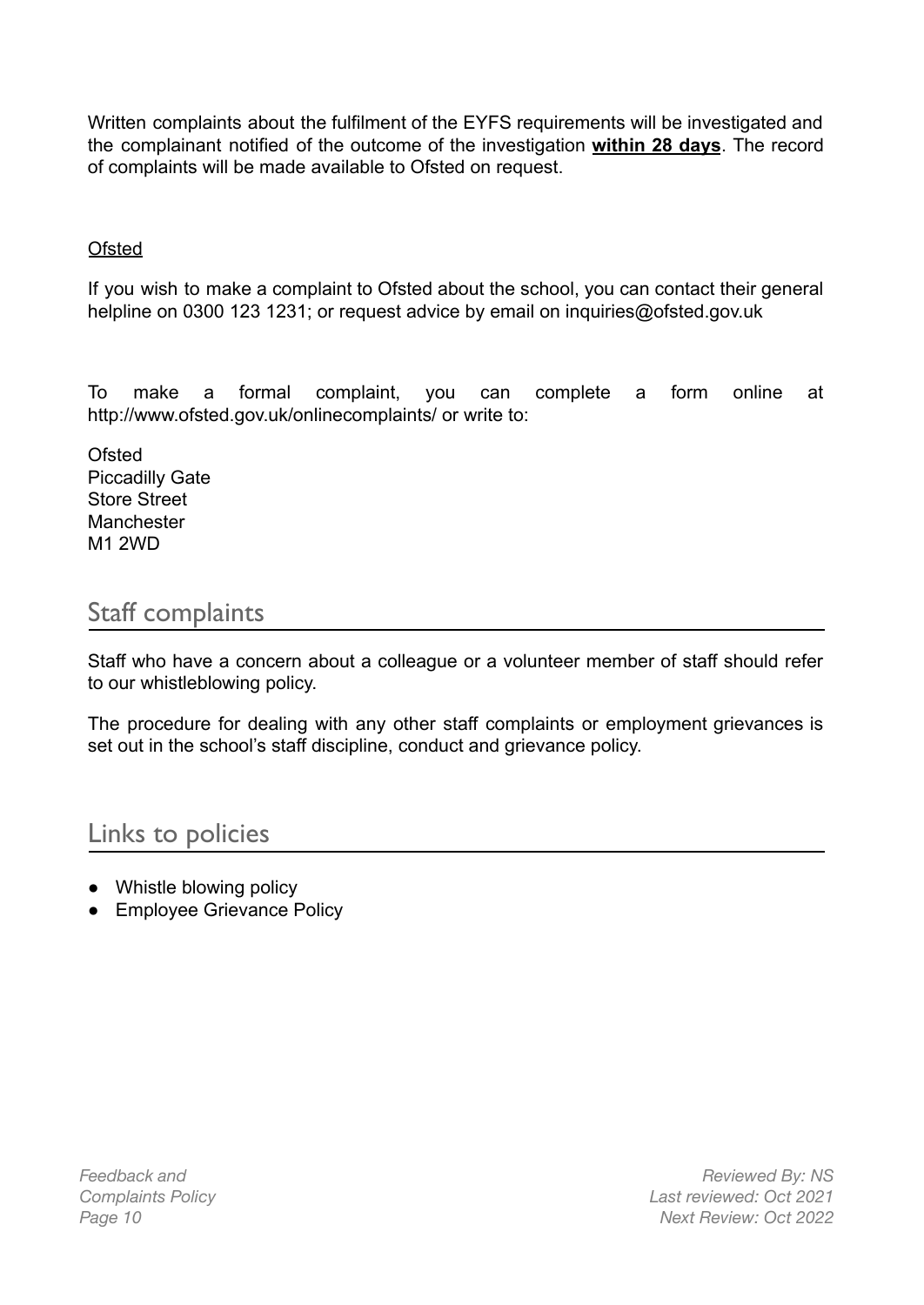Written complaints about the fulfilment of the EYFS requirements will be investigated and the complainant notified of the outcome of the investigation **within 28 days**. The record of complaints will be made available to Ofsted on request.

Ofsted

If you wish to make a complaint to Ofsted about the school, you can contact their general helpline on 0300 123 1231; or request advice by email on inquiries@ofsted.gov.uk

To make a formal complaint, you can complete a form online at http://www.ofsted.gov.uk/onlinecomplaints/ or write to:

Ofsted
Piccadilly Gate
Store Street
Manchester
M1 2WD

## Staff complaints

Staff who have a concern about a colleague or a volunteer member of staff should refer to our whistleblowing policy.

The procedure for dealing with any other staff complaints or employment grievances is set out in the school's staff discipline, conduct and grievance policy.

## Links to policies

- Whistle blowing policy
- Employee Grievance Policy